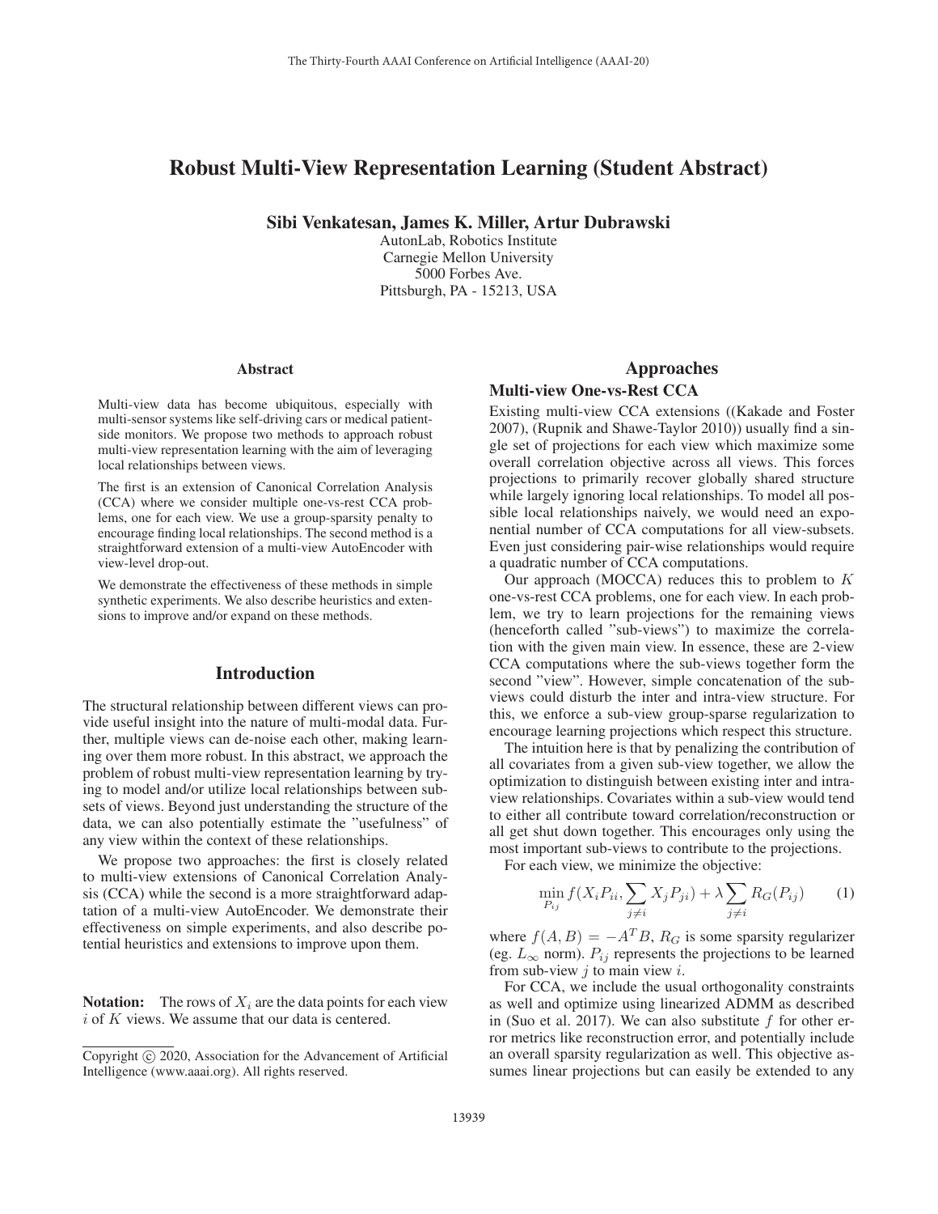# Robust Multi-View Representation Learning (Student Abstract)

**Sibi Venkatesan, James K. Miller, Artur Dubrawski**

AutonLab, Robotics Institute
Carnegie Mellon University
5000 Forbes Ave.
Pittsburgh, PA - 15213, USA

### Abstract

Multi-view data has become ubiquitous, especially with multi-sensor systems like self-driving cars or medical patient-side monitors. We propose two methods to approach robust multi-view representation learning with the aim of leveraging local relationships between views.

The first is an extension of Canonical Correlation Analysis (CCA) where we consider multiple one-vs-rest CCA problems, one for each view. We use a group-sparsity penalty to encourage finding local relationships. The second method is a straightforward extension of a multi-view AutoEncoder with view-level drop-out.

We demonstrate the effectiveness of these methods in simple synthetic experiments. We also describe heuristics and extensions to improve and/or expand on these methods.

## Introduction

The structural relationship between different views can provide useful insight into the nature of multi-modal data. Further, multiple views can de-noise each other, making learning over them more robust. In this abstract, we approach the problem of robust multi-view representation learning by trying to model and/or utilize local relationships between subsets of views. Beyond just understanding the structure of the data, we can also potentially estimate the "usefulness" of any view within the context of these relationships.

We propose two approaches: the first is closely related to multi-view extensions of Canonical Correlation Analysis (CCA) while the second is a more straightforward adaptation of a multi-view AutoEncoder. We demonstrate their effectiveness on simple experiments, and also describe potential heuristics and extensions to improve upon them.

**Notation:** The rows of $X_i$ are the data points for each view $i$ of $K$ views. We assume that our data is centered.

Copyright © 2020, Association for the Advancement of Artificial Intelligence (www.aaai.org). All rights reserved.

## Approaches

### Multi-view One-vs-Rest CCA

Existing multi-view CCA extensions ((Kakade and Foster 2007), (Rupnik and Shawe-Taylor 2010)) usually find a single set of projections for each view which maximize some overall correlation objective across all views. This forces projections to primarily recover globally shared structure while largely ignoring local relationships. To model all possible local relationships naively, we would need an exponential number of CCA computations for all view-subsets. Even just considering pair-wise relationships would require a quadratic number of CCA computations.

Our approach (MOCCA) reduces this to problem to $K$ one-vs-rest CCA problems, one for each view. In each problem, we try to learn projections for the remaining views (henceforth called "sub-views") to maximize the correlation with the given main view. In essence, these are 2-view CCA computations where the sub-views together form the second "view". However, simple concatenation of the sub-views could disturb the inter and intra-view structure. For this, we enforce a sub-view group-sparse regularization to encourage learning projections which respect this structure.

The intuition here is that by penalizing the contribution of all covariates from a given sub-view together, we allow the optimization to distinguish between existing inter and intra-view relationships. Covariates within a sub-view would tend to either all contribute toward correlation/reconstruction or all get shut down together. This encourages only using the most important sub-views to contribute to the projections.

For each view, we minimize the objective:

$$\min_{P_{ij}} f(X_i P_{ii}, \sum_{j \neq i} X_j P_{ji}) + \lambda \sum_{j \neq i} R_G(P_{ij}) \tag{1}$$

where $f(A, B) = -A^T B$, $R_G$ is some sparsity regularizer (eg. $L_\infty$ norm). $P_{ij}$ represents the projections to be learned from sub-view $j$ to main view $i$.

For CCA, we include the usual orthogonality constraints as well and optimize using linearized ADMM as described in (Suo et al. 2017). We can also substitute $f$ for other error metrics like reconstruction error, and potentially include an overall sparsity regularization as well. This objective assumes linear projections but can easily be extended to any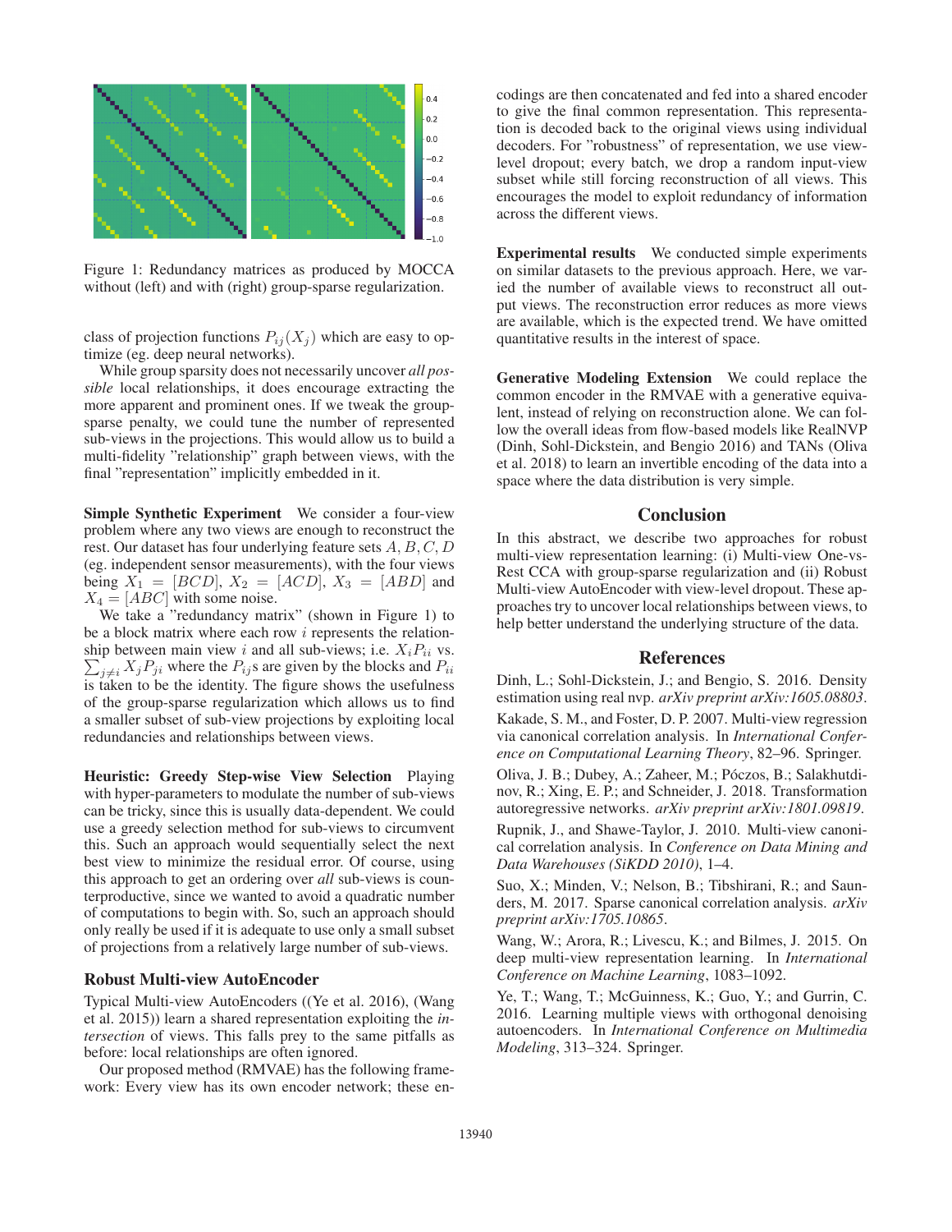0.4
0.2
0.0
−0.2
−0.4
−0.6
−0.8
−1.0

Figure 1: Redundancy matrices as produced by MOCCA without (left) and with (right) group-sparse regularization.

class of projection functions $P_{ij}(X_j)$ which are easy to optimize (eg. deep neural networks).

While group sparsity does not necessarily uncover *all possible* local relationships, it does encourage extracting the more apparent and prominent ones. If we tweak the group-sparse penalty, we could tune the number of represented sub-views in the projections. This would allow us to build a multi-fidelity "relationship" graph between views, with the final "representation" implicitly embedded in it.

**Simple Synthetic Experiment** We consider a four-view problem where any two views are enough to reconstruct the rest. Our dataset has four underlying feature sets $A, B, C, D$ (eg. independent sensor measurements), with the four views being $X_1 = [BCD]$, $X_2 = [ACD]$, $X_3 = [ABD]$ and $X_4 = [ABC]$ with some noise.

We take a "redundancy matrix" (shown in Figure 1) to be a block matrix where each row $i$ represents the relationship between main view $i$ and all sub-views; i.e. $X_i P_{ii}$ vs. $\sum_{j \neq i} X_j P_{ji}$ where the $P_{ij}$s are given by the blocks and $P_{ii}$ is taken to be the identity. The figure shows the usefulness of the group-sparse regularization which allows us to find a smaller subset of sub-view projections by exploiting local redundancies and relationships between views.

**Heuristic: Greedy Step-wise View Selection** Playing with hyper-parameters to modulate the number of sub-views can be tricky, since this is usually data-dependent. We could use a greedy selection method for sub-views to circumvent this. Such an approach would sequentially select the next best view to minimize the residual error. Of course, using this approach to get an ordering over *all* sub-views is counterproductive, since we wanted to avoid a quadratic number of computations to begin with. So, such an approach should only really be used if it is adequate to use only a small subset of projections from a relatively large number of sub-views.

## Robust Multi-view AutoEncoder

Typical Multi-view AutoEncoders ((Ye et al. 2016), (Wang et al. 2015)) learn a shared representation exploiting the *intersection* of views. This falls prey to the same pitfalls as before: local relationships are often ignored.

Our proposed method (RMVAE) has the following framework: Every view has its own encoder network; these encodings are then concatenated and fed into a shared encoder to give the final common representation. This representation is decoded back to the original views using individual decoders. For "robustness" of representation, we use view-level dropout; every batch, we drop a random input-view subset while still forcing reconstruction of all views. This encourages the model to exploit redundancy of information across the different views.

**Experimental results** We conducted simple experiments on similar datasets to the previous approach. Here, we varied the number of available views to reconstruct all output views. The reconstruction error reduces as more views are available, which is the expected trend. We have omitted quantitative results in the interest of space.

**Generative Modeling Extension** We could replace the common encoder in the RMVAE with a generative equivalent, instead of relying on reconstruction alone. We can follow the overall ideas from flow-based models like RealNVP (Dinh, Sohl-Dickstein, and Bengio 2016) and TANs (Oliva et al. 2018) to learn an invertible encoding of the data into a space where the data distribution is very simple.

## Conclusion

In this abstract, we describe two approaches for robust multi-view representation learning: (i) Multi-view One-vs-Rest CCA with group-sparse regularization and (ii) Robust Multi-view AutoEncoder with view-level dropout. These approaches try to uncover local relationships between views, to help better understand the underlying structure of the data.

## References

Dinh, L.; Sohl-Dickstein, J.; and Bengio, S. 2016. Density estimation using real nvp. *arXiv preprint arXiv:1605.08803*.

Kakade, S. M., and Foster, D. P. 2007. Multi-view regression via canonical correlation analysis. In *International Conference on Computational Learning Theory*, 82–96. Springer.

Oliva, J. B.; Dubey, A.; Zaheer, M.; Póczos, B.; Salakhutdinov, R.; Xing, E. P.; and Schneider, J. 2018. Transformation autoregressive networks. *arXiv preprint arXiv:1801.09819*.

Rupnik, J., and Shawe-Taylor, J. 2010. Multi-view canonical correlation analysis. In *Conference on Data Mining and Data Warehouses (SiKDD 2010)*, 1–4.

Suo, X.; Minden, V.; Nelson, B.; Tibshirani, R.; and Saunders, M. 2017. Sparse canonical correlation analysis. *arXiv preprint arXiv:1705.10865*.

Wang, W.; Arora, R.; Livescu, K.; and Bilmes, J. 2015. On deep multi-view representation learning. In *International Conference on Machine Learning*, 1083–1092.

Ye, T.; Wang, T.; McGuinness, K.; Guo, Y.; and Gurrin, C. 2016. Learning multiple views with orthogonal denoising autoencoders. In *International Conference on Multimedia Modeling*, 313–324. Springer.